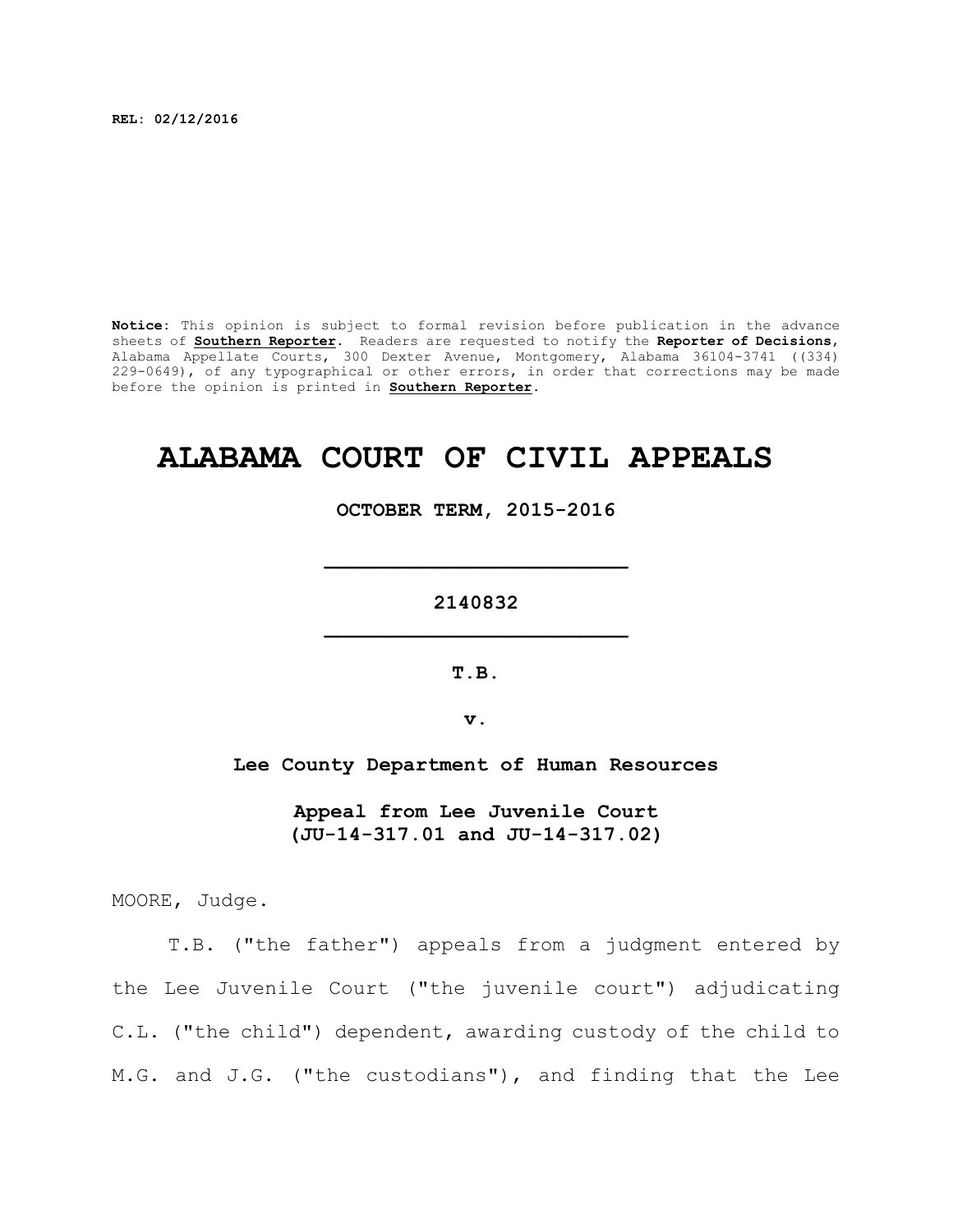**REL: 02/12/2016**

**Notice:** This opinion is subject to formal revision before publication in the advance sheets of **Southern Reporter**. Readers are requested to notify the **Reporter of Decisions**, Alabama Appellate Courts, 300 Dexter Avenue, Montgomery, Alabama 36104-3741 ((334) 229-0649), of any typographical or other errors, in order that corrections may be made before the opinion is printed in **Southern Reporter**.

# ALABAMA COURT OF CIVIL APPEALS

**OCTOBER TERM, 2015-2016**

**2140832**

**T.B.**

**v.**

**Lee County Department of Human Resources**

**Appeal from Lee Juvenile Court (JU-14-317.01 and JU-14-317.02)**

MOORE, Judge.

T.B. ("the father") appeals from a judgment entered by the Lee Juvenile Court ("the juvenile court") adjudicating C.L. ("the child") dependent, awarding custody of the child to M.G. and J.G. ("the custodians"), and finding that the Lee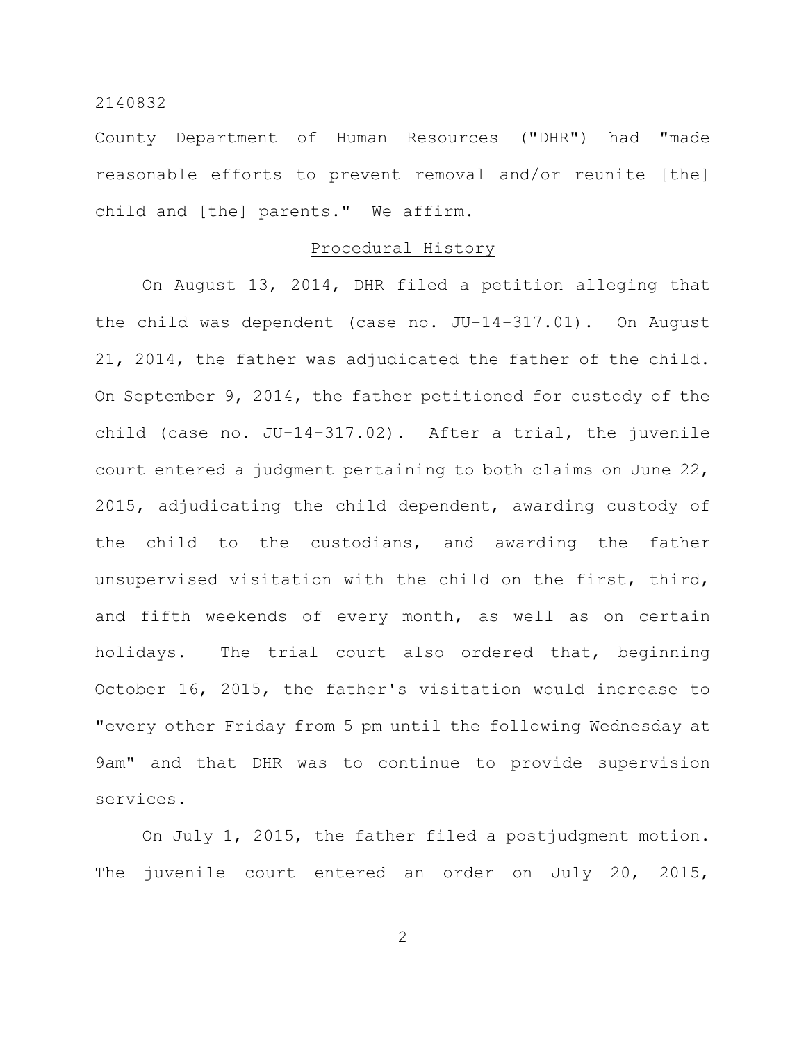County Department of Human Resources ("DHR") had "made reasonable efforts to prevent removal and/or reunite [the] child and [the] parents." We affirm.

## Procedural History

On August 13, 2014, DHR filed a petition alleging that the child was dependent (case no. JU-14-317.01). On August 21, 2014, the father was adjudicated the father of the child. On September 9, 2014, the father petitioned for custody of the child (case no. JU-14-317.02). After a trial, the juvenile court entered a judgment pertaining to both claims on June 22, 2015, adjudicating the child dependent, awarding custody of the child to the custodians, and awarding the father unsupervised visitation with the child on the first, third, and fifth weekends of every month, as well as on certain holidays. The trial court also ordered that, beginning October 16, 2015, the father's visitation would increase to "every other Friday from 5 pm until the following Wednesday at 9am" and that DHR was to continue to provide supervision services.

On July 1, 2015, the father filed a postjudgment motion. The juvenile court entered an order on July 20, 2015,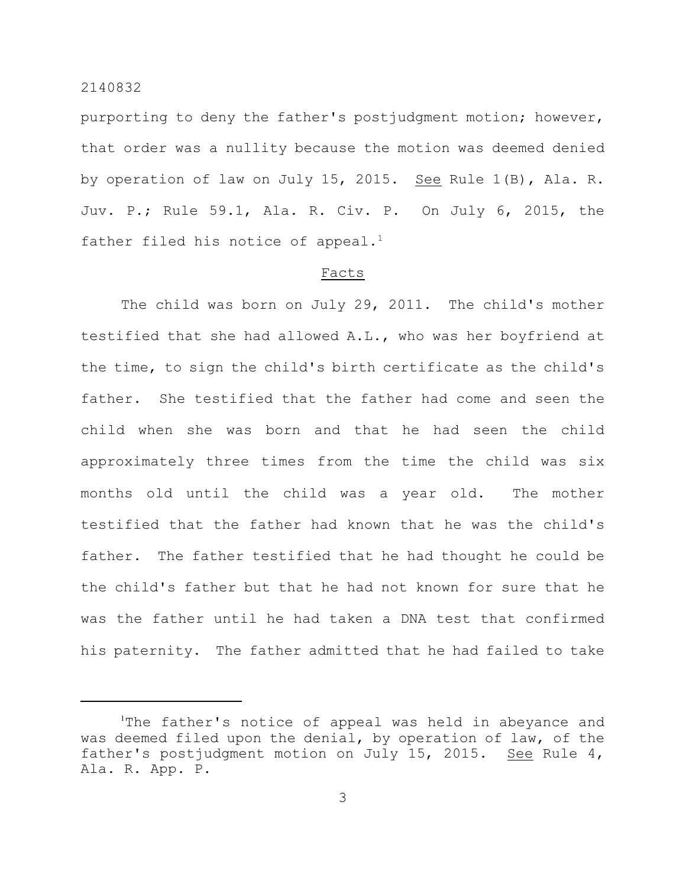purporting to deny the father's postjudgment motion; however, that order was a nullity because the motion was deemed denied by operation of law on July 15, 2015. See Rule 1(B), Ala. R. Juv. P.; Rule 59.1, Ala. R. Civ. P. On July 6, 2015, the father filed his notice of appeal.[1]

## Facts

The child was born on July 29, 2011. The child's mother testified that she had allowed A.L., who was her boyfriend at the time, to sign the child's birth certificate as the child's father. She testified that the father had come and seen the child when she was born and that he had seen the child approximately three times from the time the child was six months old until the child was a year old. The mother testified that the father had known that he was the child's father. The father testified that he had thought he could be the child's father but that he had not known for sure that he was the father until he had taken a DNA test that confirmed his paternity. The father admitted that he had failed to take

---

[1]The father's notice of appeal was held in abeyance and was deemed filed upon the denial, by operation of law, of the father's postjudgment motion on July 15, 2015. See Rule 4, Ala. R. App. P.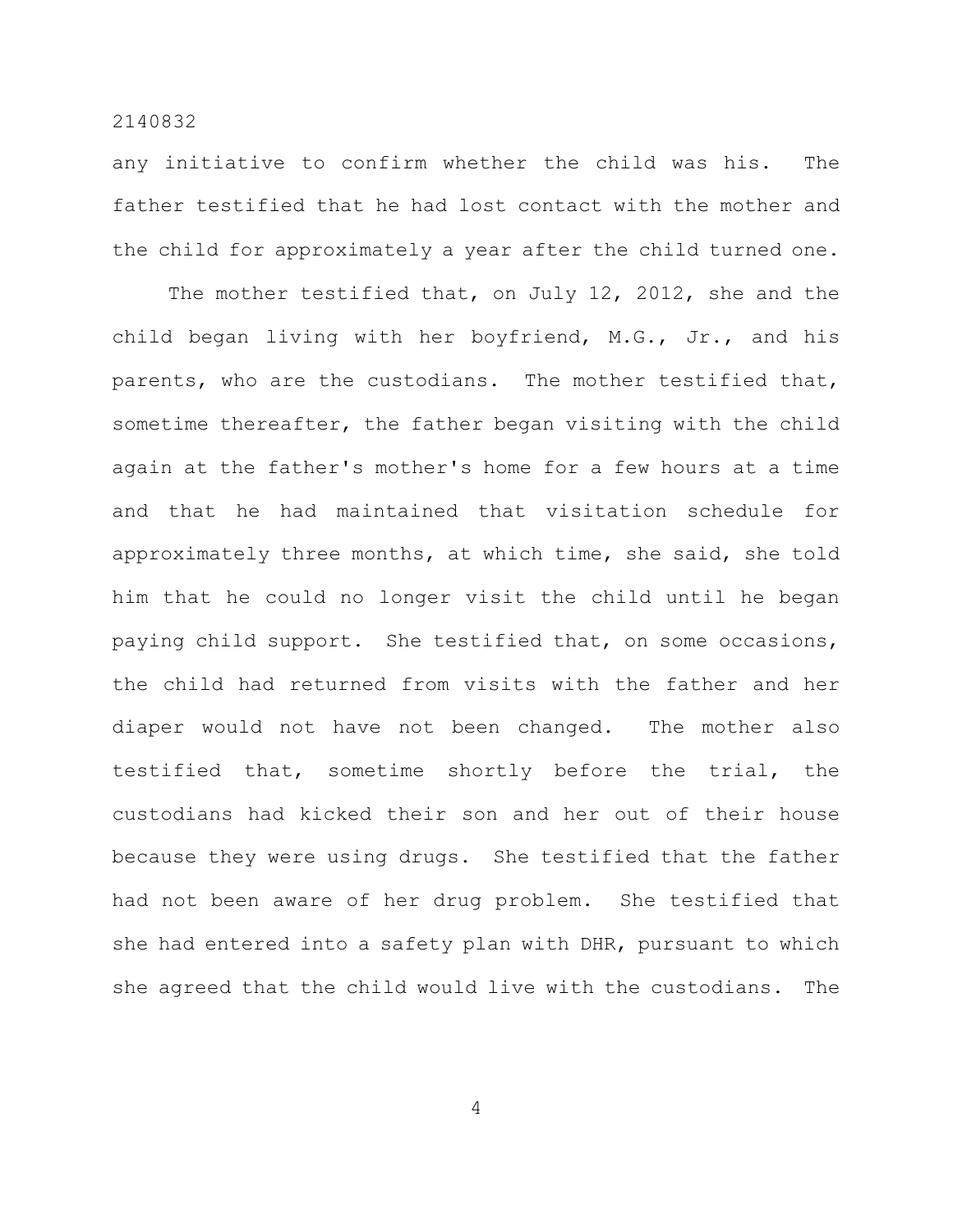any initiative to confirm whether the child was his. The father testified that he had lost contact with the mother and the child for approximately a year after the child turned one.

The mother testified that, on July 12, 2012, she and the child began living with her boyfriend, M.G., Jr., and his parents, who are the custodians. The mother testified that, sometime thereafter, the father began visiting with the child again at the father's mother's home for a few hours at a time and that he had maintained that visitation schedule for approximately three months, at which time, she said, she told him that he could no longer visit the child until he began paying child support. She testified that, on some occasions, the child had returned from visits with the father and her diaper would not have not been changed. The mother also testified that, sometime shortly before the trial, the custodians had kicked their son and her out of their house because they were using drugs. She testified that the father had not been aware of her drug problem. She testified that she had entered into a safety plan with DHR, pursuant to which she agreed that the child would live with the custodians. The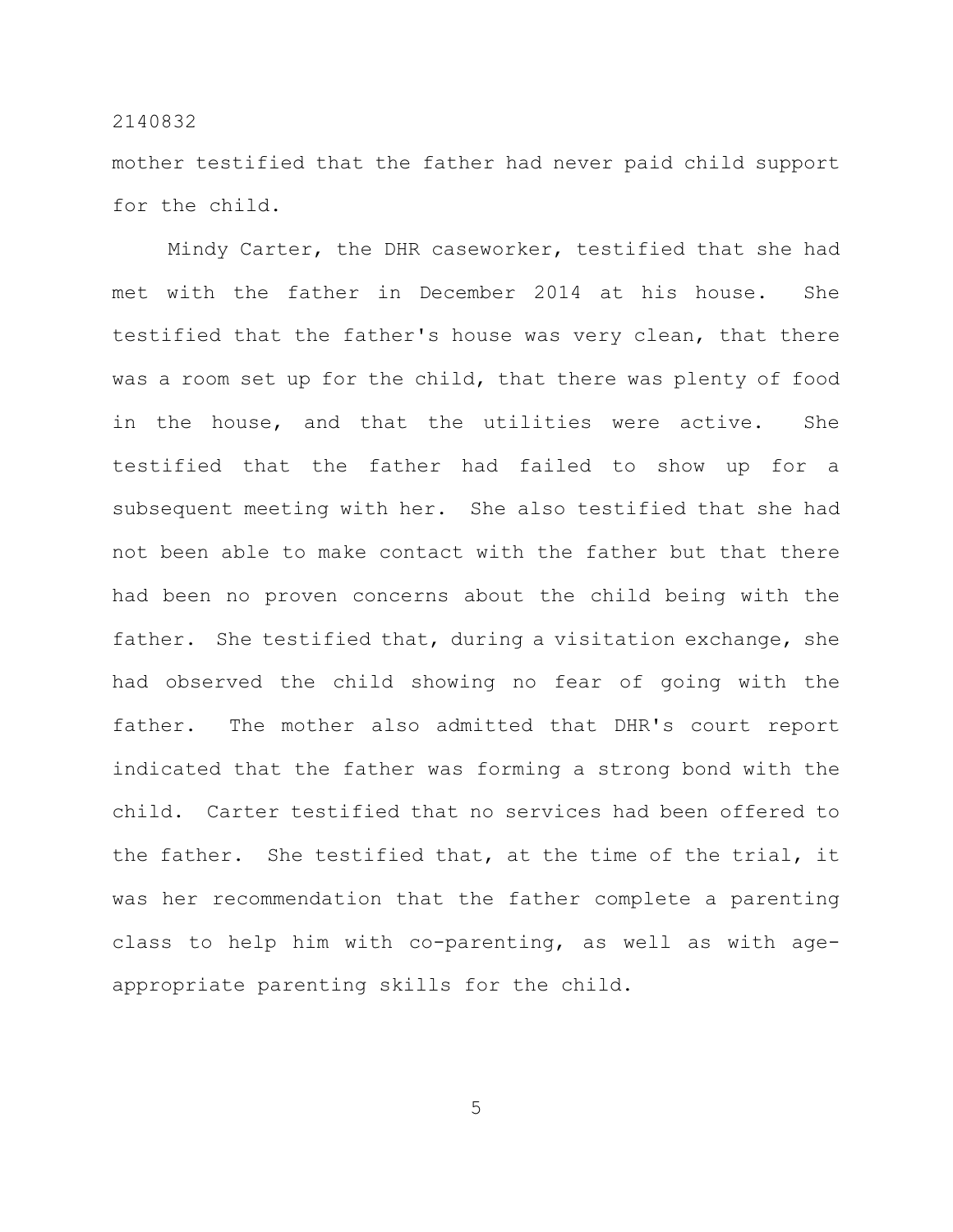mother testified that the father had never paid child support for the child.

Mindy Carter, the DHR caseworker, testified that she had met with the father in December 2014 at his house. She testified that the father's house was very clean, that there was a room set up for the child, that there was plenty of food in the house, and that the utilities were active. She testified that the father had failed to show up for a subsequent meeting with her. She also testified that she had not been able to make contact with the father but that there had been no proven concerns about the child being with the father. She testified that, during a visitation exchange, she had observed the child showing no fear of going with the father. The mother also admitted that DHR's court report indicated that the father was forming a strong bond with the child. Carter testified that no services had been offered to the father. She testified that, at the time of the trial, it was her recommendation that the father complete a parenting class to help him with co-parenting, as well as with age-appropriate parenting skills for the child.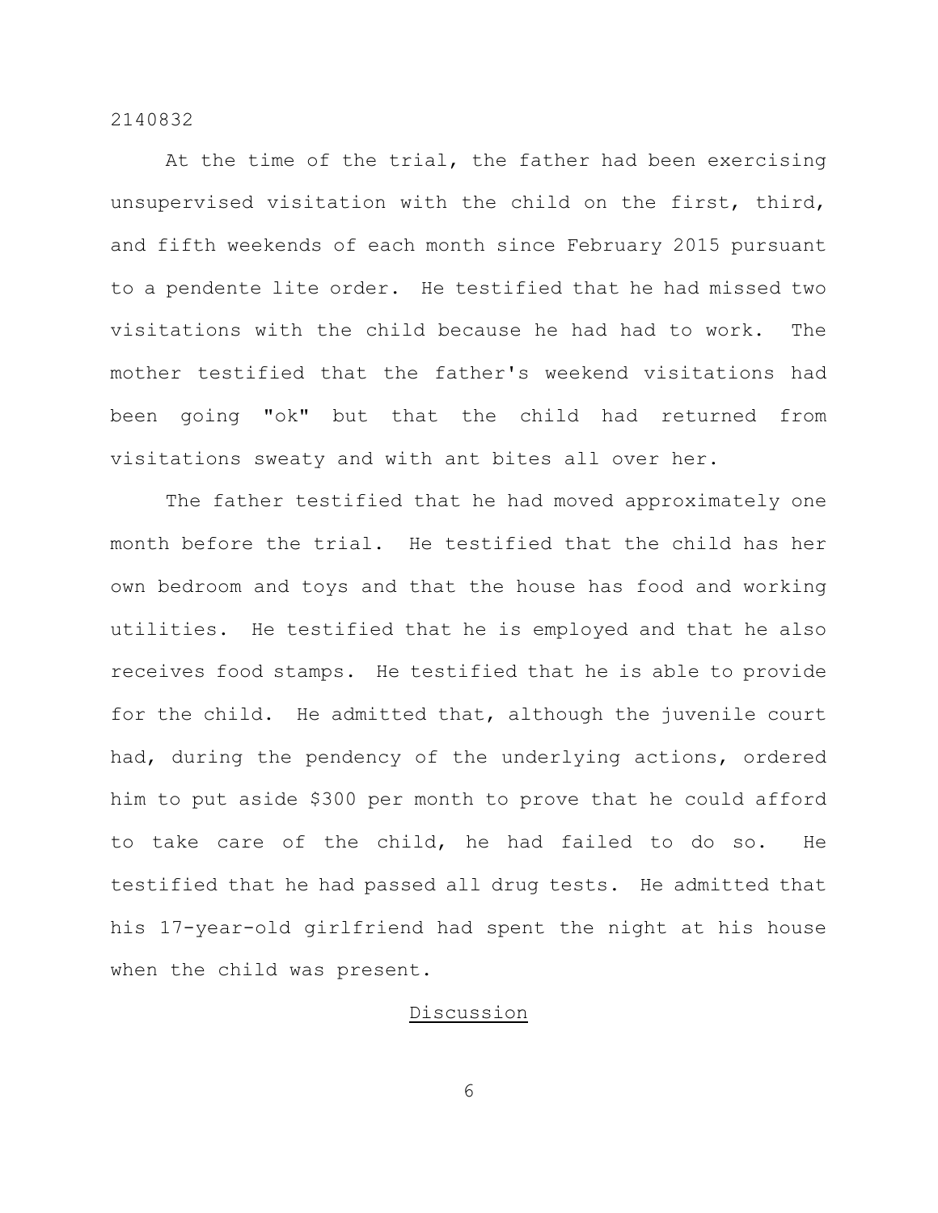At the time of the trial, the father had been exercising unsupervised visitation with the child on the first, third, and fifth weekends of each month since February 2015 pursuant to a pendente lite order. He testified that he had missed two visitations with the child because he had had to work. The mother testified that the father's weekend visitations had been going "ok" but that the child had returned from visitations sweaty and with ant bites all over her.

The father testified that he had moved approximately one month before the trial. He testified that the child has her own bedroom and toys and that the house has food and working utilities. He testified that he is employed and that he also receives food stamps. He testified that he is able to provide for the child. He admitted that, although the juvenile court had, during the pendency of the underlying actions, ordered him to put aside $300 per month to prove that he could afford to take care of the child, he had failed to do so. He testified that he had passed all drug tests. He admitted that his 17-year-old girlfriend had spent the night at his house when the child was present.

## Discussion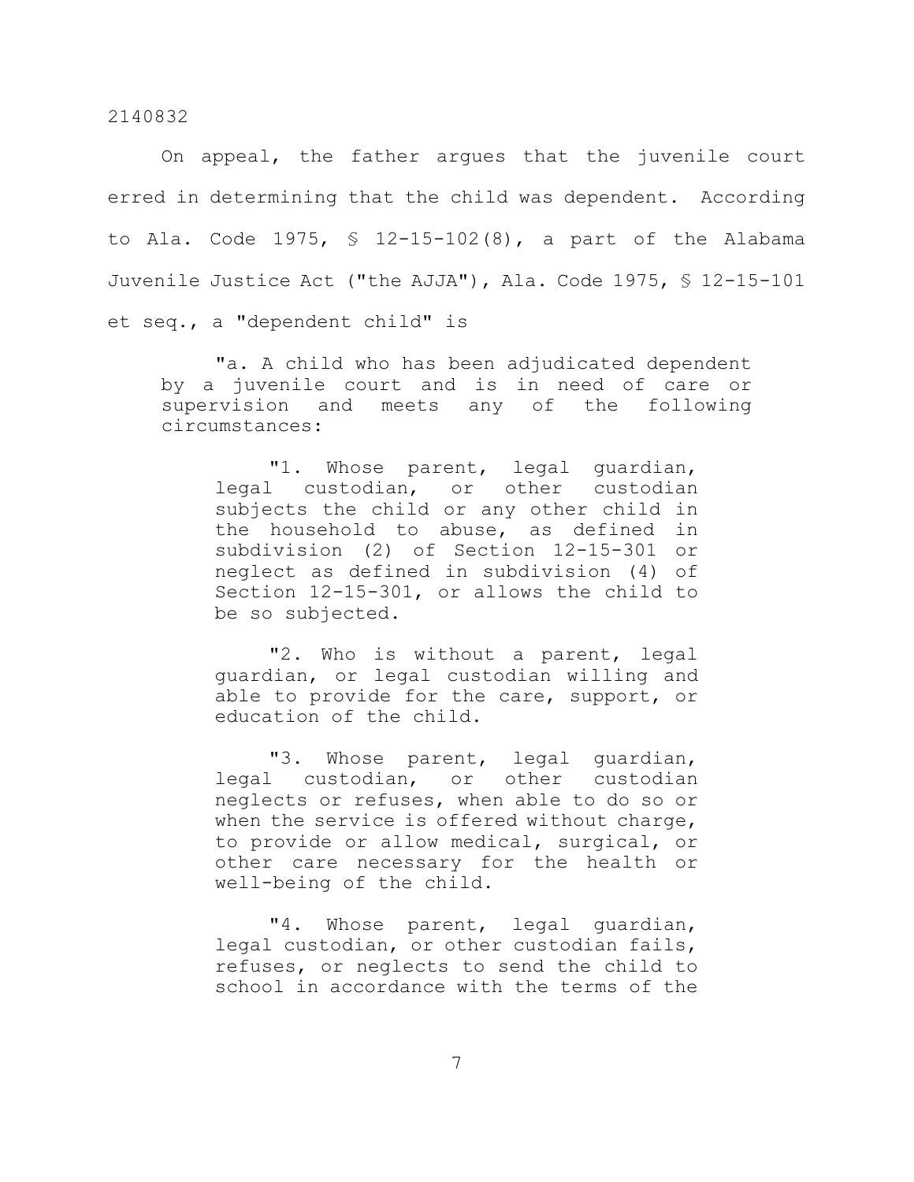On appeal, the father argues that the juvenile court erred in determining that the child was dependent. According to Ala. Code 1975, § 12-15-102(8), a part of the Alabama Juvenile Justice Act ("the AJJA"), Ala. Code 1975, § 12-15-101 et seq., a "dependent child" is

> "a. A child who has been adjudicated dependent by a juvenile court and is in need of care or supervision and meets any of the following circumstances:
>
> > "1. Whose parent, legal guardian, legal custodian, or other custodian subjects the child or any other child in the household to abuse, as defined in subdivision (2) of Section 12-15-301 or neglect as defined in subdivision (4) of Section 12-15-301, or allows the child to be so subjected.
> >
> > "2. Who is without a parent, legal guardian, or legal custodian willing and able to provide for the care, support, or education of the child.
> >
> > "3. Whose parent, legal guardian, legal custodian, or other custodian neglects or refuses, when able to do so or when the service is offered without charge, to provide or allow medical, surgical, or other care necessary for the health or well-being of the child.
> >
> > "4. Whose parent, legal guardian, legal custodian, or other custodian fails, refuses, or neglects to send the child to school in accordance with the terms of the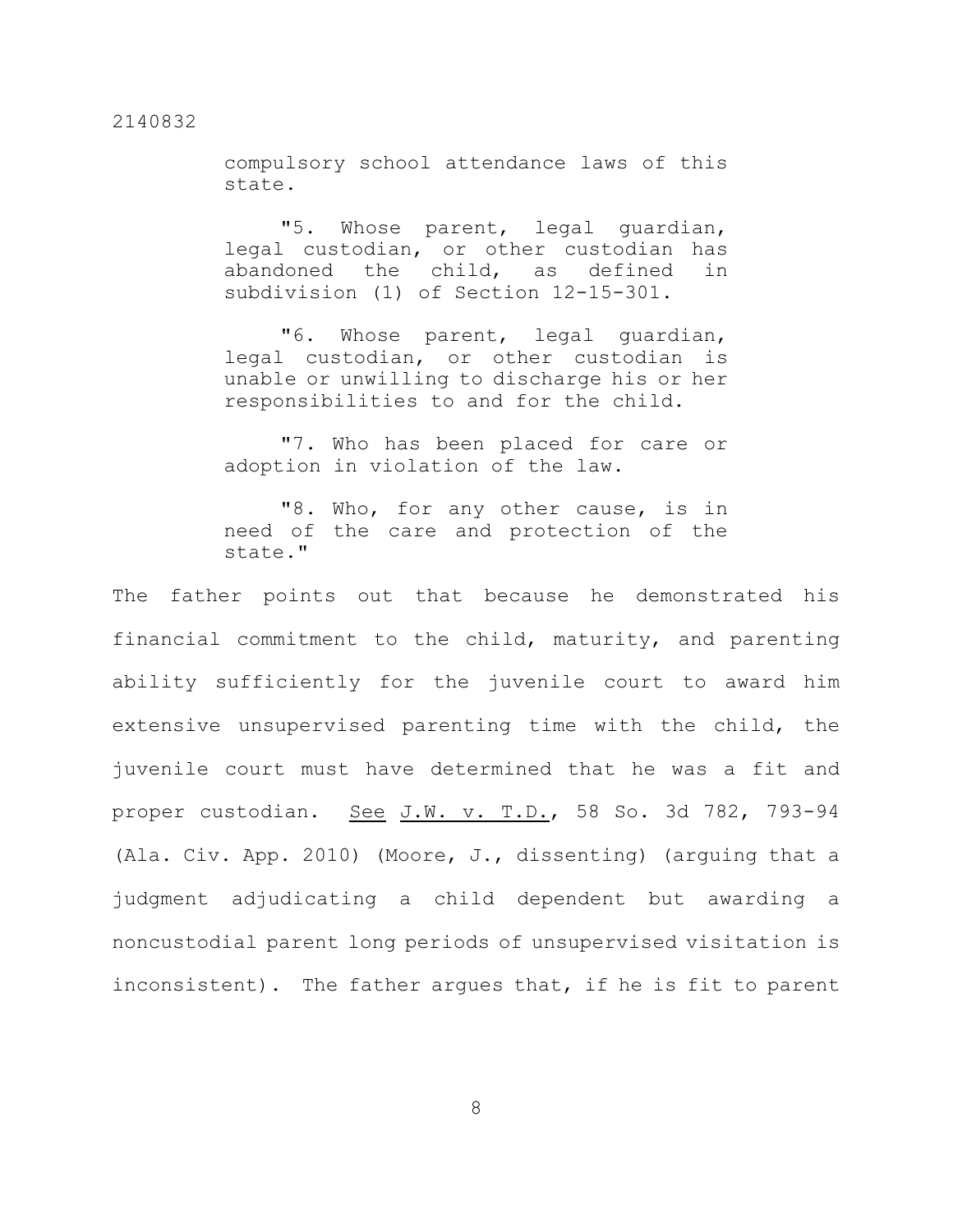> compulsory school attendance laws of this state.
>
> "5. Whose parent, legal guardian, legal custodian, or other custodian has abandoned the child, as defined in subdivision (1) of Section 12-15-301.
>
> "6. Whose parent, legal guardian, legal custodian, or other custodian is unable or unwilling to discharge his or her responsibilities to and for the child.
>
> "7. Who has been placed for care or adoption in violation of the law.
>
> "8. Who, for any other cause, is in need of the care and protection of the state."

The father points out that because he demonstrated his financial commitment to the child, maturity, and parenting ability sufficiently for the juvenile court to award him extensive unsupervised parenting time with the child, the juvenile court must have determined that he was a fit and proper custodian. See J.W. v. T.D., 58 So. 3d 782, 793-94 (Ala. Civ. App. 2010) (Moore, J., dissenting) (arguing that a judgment adjudicating a child dependent but awarding a noncustodial parent long periods of unsupervised visitation is inconsistent). The father argues that, if he is fit to parent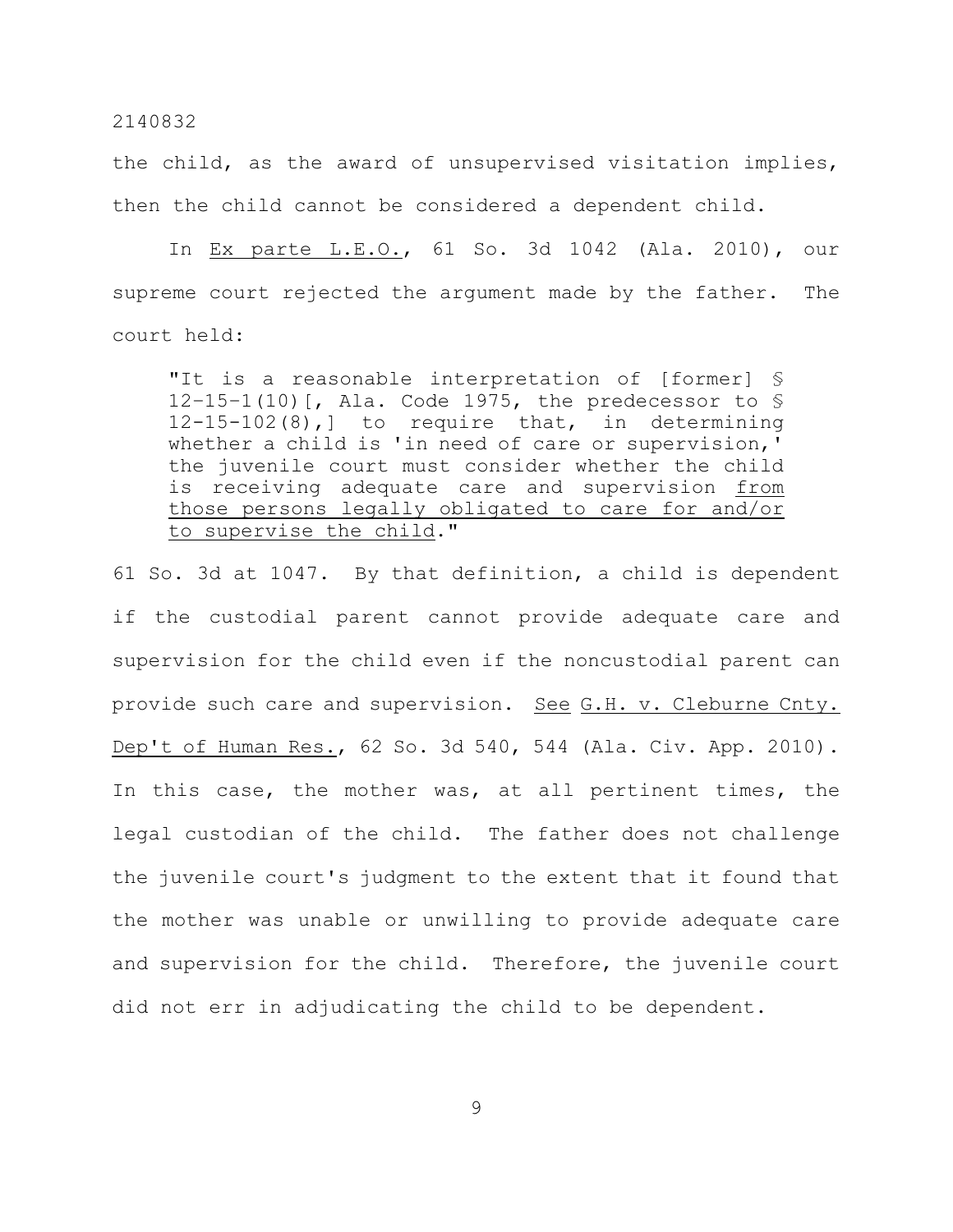the child, as the award of unsupervised visitation implies, then the child cannot be considered a dependent child.

In Ex parte L.E.O., 61 So. 3d 1042 (Ala. 2010), our supreme court rejected the argument made by the father. The court held:

> "It is a reasonable interpretation of [former] § 12–15–1(10)[, Ala. Code 1975, the predecessor to § 12-15-102(8),] to require that, in determining whether a child is 'in need of care or supervision,' the juvenile court must consider whether the child is receiving adequate care and supervision from those persons legally obligated to care for and/or to supervise the child."

61 So. 3d at 1047. By that definition, a child is dependent if the custodial parent cannot provide adequate care and supervision for the child even if the noncustodial parent can provide such care and supervision. See G.H. v. Cleburne Cnty. Dep't of Human Res., 62 So. 3d 540, 544 (Ala. Civ. App. 2010). In this case, the mother was, at all pertinent times, the legal custodian of the child. The father does not challenge the juvenile court's judgment to the extent that it found that the mother was unable or unwilling to provide adequate care and supervision for the child. Therefore, the juvenile court did not err in adjudicating the child to be dependent.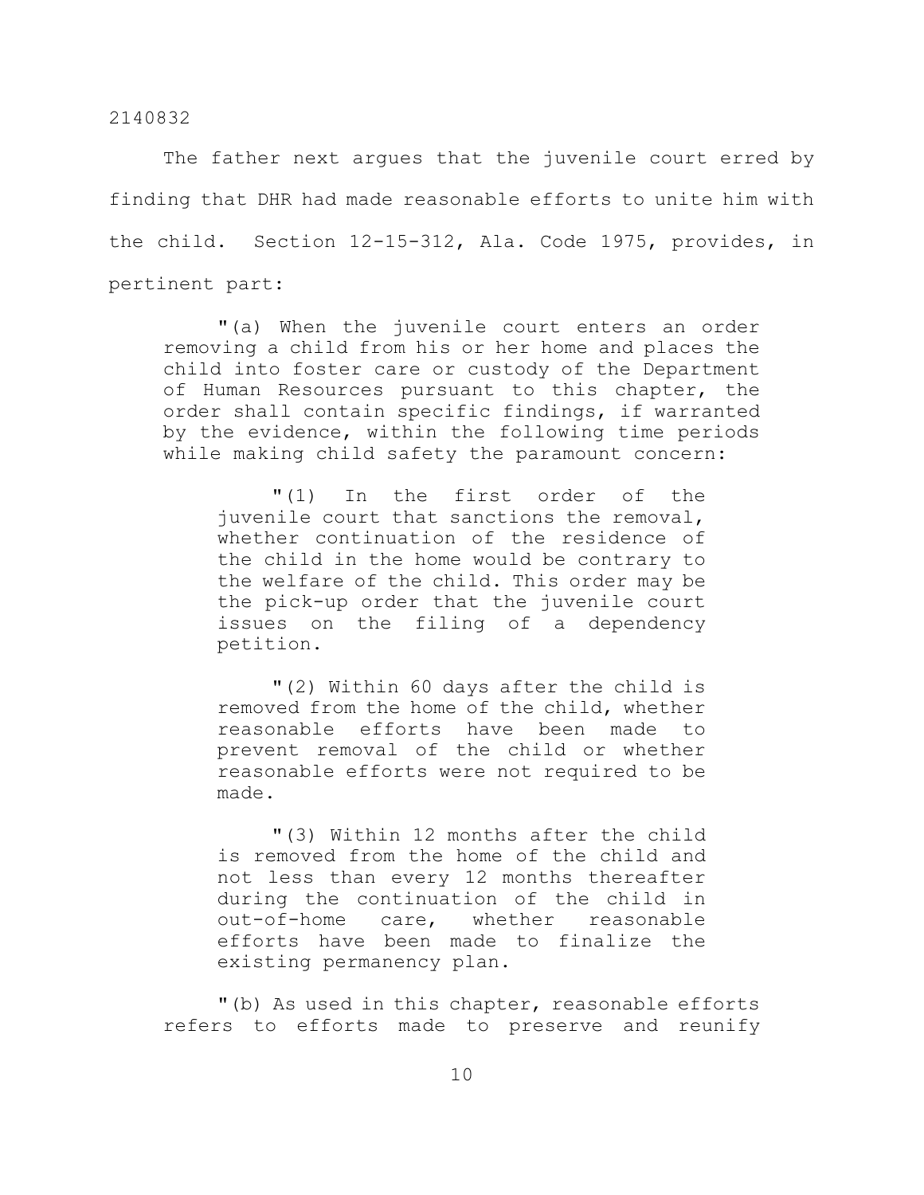The father next argues that the juvenile court erred by finding that DHR had made reasonable efforts to unite him with the child. Section 12-15-312, Ala. Code 1975, provides, in pertinent part:

> "(a) When the juvenile court enters an order removing a child from his or her home and places the child into foster care or custody of the Department of Human Resources pursuant to this chapter, the order shall contain specific findings, if warranted by the evidence, within the following time periods while making child safety the paramount concern:
>
> > "(1) In the first order of the juvenile court that sanctions the removal, whether continuation of the residence of the child in the home would be contrary to the welfare of the child. This order may be the pick-up order that the juvenile court issues on the filing of a dependency petition.
> >
> > "(2) Within 60 days after the child is removed from the home of the child, whether reasonable efforts have been made to prevent removal of the child or whether reasonable efforts were not required to be made.
> >
> > "(3) Within 12 months after the child is removed from the home of the child and not less than every 12 months thereafter during the continuation of the child in out-of-home care, whether reasonable efforts have been made to finalize the existing permanency plan.
>
> "(b) As used in this chapter, reasonable efforts refers to efforts made to preserve and reunify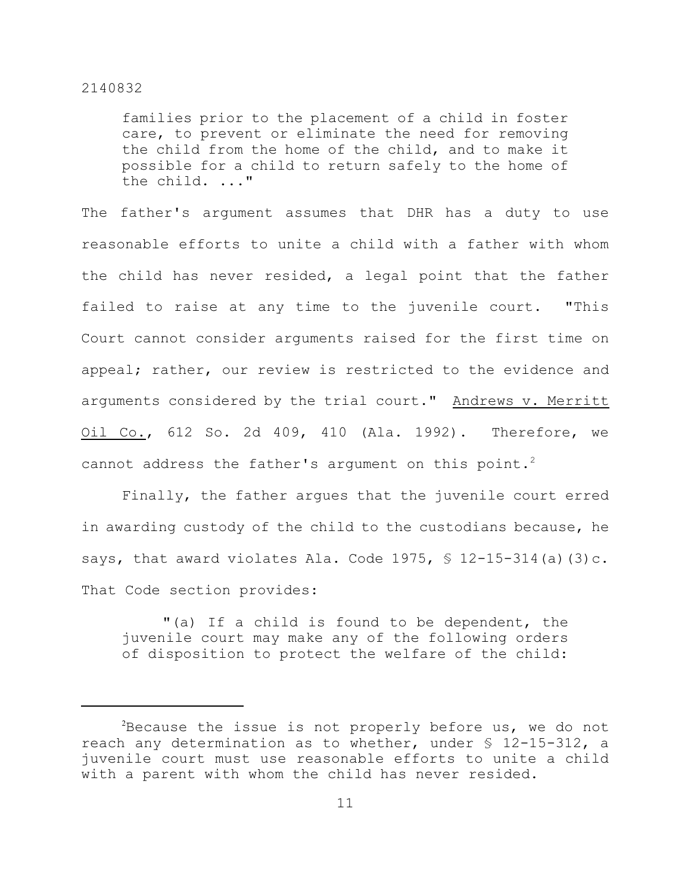families prior to the placement of a child in foster care, to prevent or eliminate the need for removing the child from the home of the child, and to make it possible for a child to return safely to the home of the child. ..."

The father's argument assumes that DHR has a duty to use reasonable efforts to unite a child with a father with whom the child has never resided, a legal point that the father failed to raise at any time to the juvenile court. "This Court cannot consider arguments raised for the first time on appeal; rather, our review is restricted to the evidence and arguments considered by the trial court." Andrews v. Merritt Oil Co., 612 So. 2d 409, 410 (Ala. 1992). Therefore, we cannot address the father's argument on this point.[2]

Finally, the father argues that the juvenile court erred in awarding custody of the child to the custodians because, he says, that award violates Ala. Code 1975, § 12-15-314(a)(3)c. That Code section provides:

> "(a) If a child is found to be dependent, the juvenile court may make any of the following orders of disposition to protect the welfare of the child:

---

[2] Because the issue is not properly before us, we do not reach any determination as to whether, under § 12-15-312, a juvenile court must use reasonable efforts to unite a child with a parent with whom the child has never resided.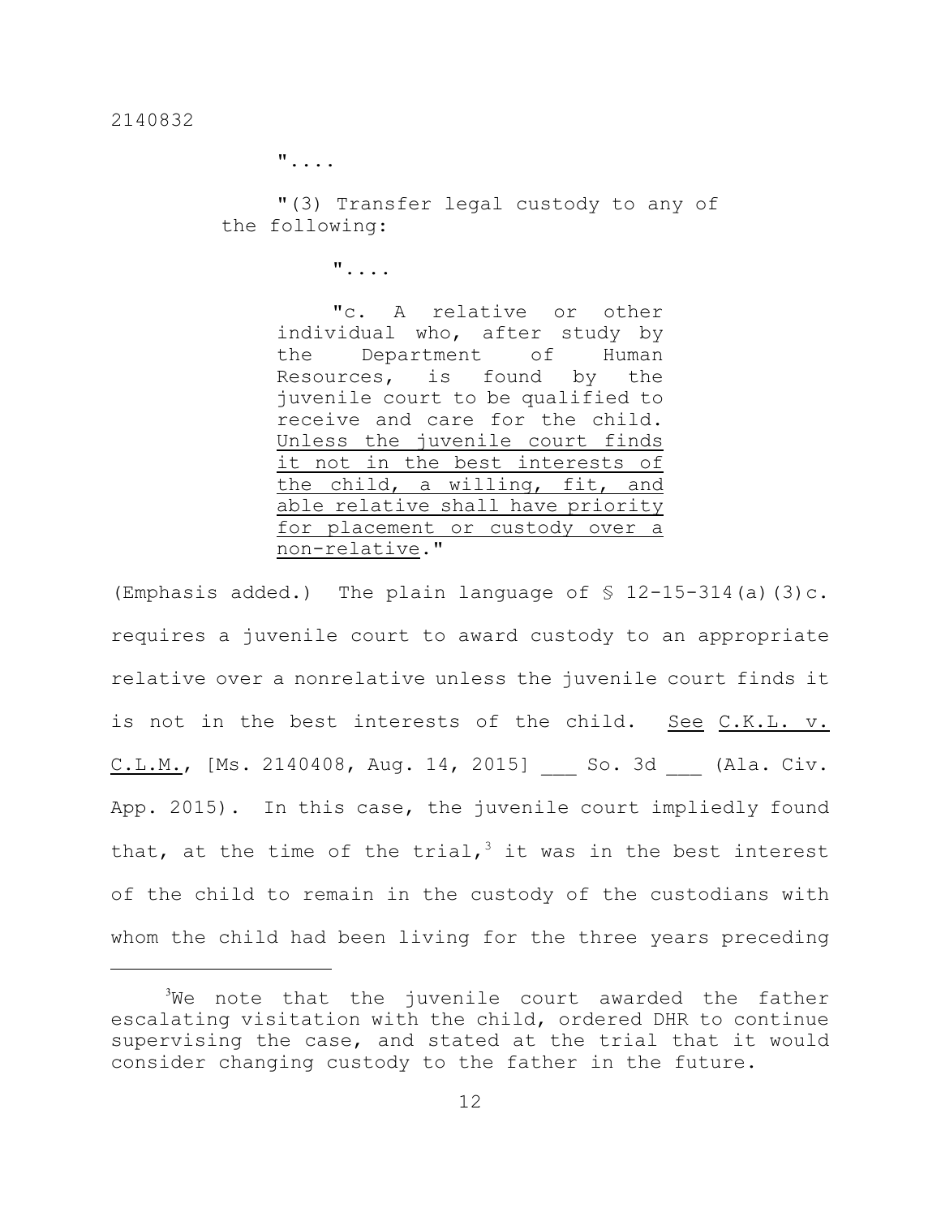"....

"(3) Transfer legal custody to any of the following:

"....

"c. A relative or other individual who, after study by the Department of Human Resources, is found by the juvenile court to be qualified to receive and care for the child. <u>Unless the juvenile court finds it not in the best interests of the child, a willing, fit, and able relative shall have priority for placement or custody over a non-relative</u>."

(Emphasis added.) The plain language of § 12-15-314(a)(3)c. requires a juvenile court to award custody to an appropriate relative over a nonrelative unless the juvenile court finds it is not in the best interests of the child. <u>See</u> <u>C.K.L. v. C.L.M.</u>, [Ms. 2140408, Aug. 14, 2015] ___ So. 3d ___ (Ala. Civ. App. 2015). In this case, the juvenile court impliedly found that, at the time of the trial,[3] it was in the best interest of the child to remain in the custody of the custodians with whom the child had been living for the three years preceding

---

[3]We note that the juvenile court awarded the father escalating visitation with the child, ordered DHR to continue supervising the case, and stated at the trial that it would consider changing custody to the father in the future.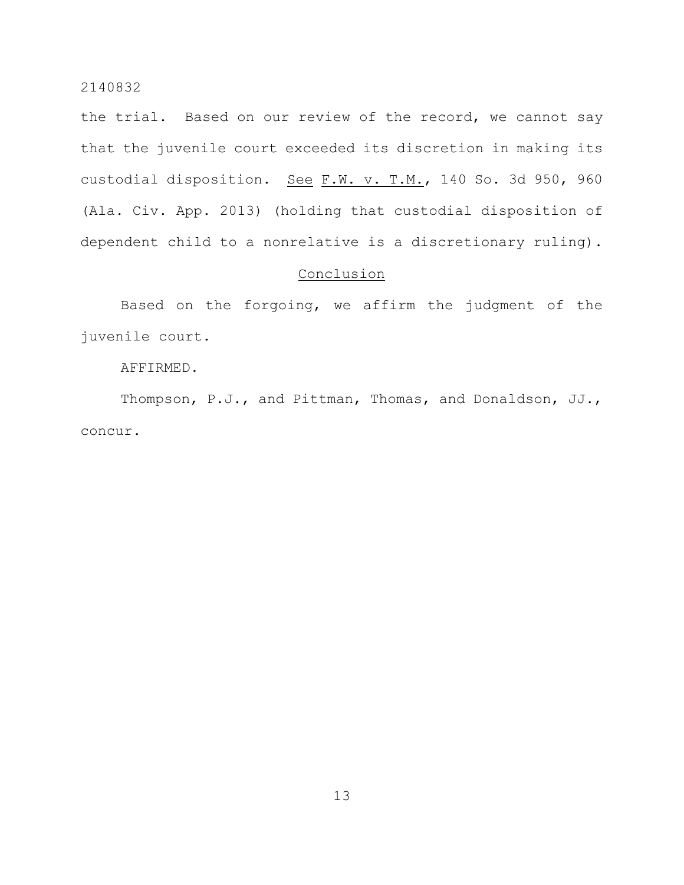the trial. Based on our review of the record, we cannot say that the juvenile court exceeded its discretion in making its custodial disposition. See F.W. v. T.M., 140 So. 3d 950, 960 (Ala. Civ. App. 2013) (holding that custodial disposition of dependent child to a nonrelative is a discretionary ruling).

## Conclusion

Based on the forgoing, we affirm the judgment of the juvenile court.

AFFIRMED.

Thompson, P.J., and Pittman, Thomas, and Donaldson, JJ., concur.